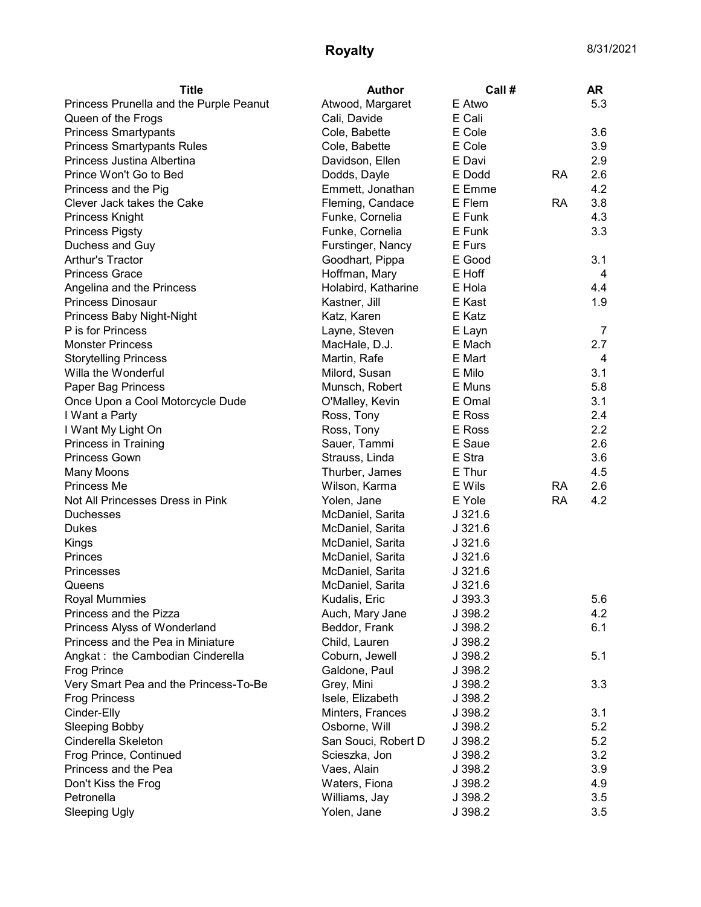# Royalty

8/31/2021

| Title | Author | Call # | | AR |
|---|---|---|---|---|
| Princess Prunella and the Purple Peanut | Atwood, Margaret | E Atwo | | 5.3 |
| Queen of the Frogs | Cali, Davide | E Cali | | |
| Princess Smartypants | Cole, Babette | E Cole | | 3.6 |
| Princess Smartypants Rules | Cole, Babette | E Cole | | 3.9 |
| Princess Justina Albertina | Davidson, Ellen | E Davi | | 2.9 |
| Prince Won't Go to Bed | Dodds, Dayle | E Dodd | RA | 2.6 |
| Princess and the Pig | Emmett, Jonathan | E Emme | | 4.2 |
| Clever Jack takes the Cake | Fleming, Candace | E Flem | RA | 3.8 |
| Princess Knight | Funke, Cornelia | E Funk | | 4.3 |
| Princess Pigsty | Funke, Cornelia | E Funk | | 3.3 |
| Duchess and Guy | Furstinger, Nancy | E Furs | | |
| Arthur's Tractor | Goodhart, Pippa | E Good | | 3.1 |
| Princess Grace | Hoffman, Mary | E Hoff | | 4 |
| Angelina and the Princess | Holabird, Katharine | E Hola | | 4.4 |
| Princess Dinosaur | Kastner, Jill | E Kast | | 1.9 |
| Princess Baby Night-Night | Katz, Karen | E Katz | | |
| P is for Princess | Layne, Steven | E Layn | | 7 |
| Monster Princess | MacHale, D.J. | E Mach | | 2.7 |
| Storytelling Princess | Martin, Rafe | E Mart | | 4 |
| Willa the Wonderful | Milord, Susan | E Milo | | 3.1 |
| Paper Bag Princess | Munsch, Robert | E Muns | | 5.8 |
| Once Upon a Cool Motorcycle Dude | O'Malley, Kevin | E Omal | | 3.1 |
| I Want a Party | Ross, Tony | E Ross | | 2.4 |
| I Want My Light On | Ross, Tony | E Ross | | 2.2 |
| Princess in Training | Sauer, Tammi | E Saue | | 2.6 |
| Princess Gown | Strauss, Linda | E Stra | | 3.6 |
| Many Moons | Thurber, James | E Thur | | 4.5 |
| Princess Me | Wilson, Karma | E Wils | RA | 2.6 |
| Not All Princesses Dress in Pink | Yolen, Jane | E Yole | RA | 4.2 |
| Duchesses | McDaniel, Sarita | J 321.6 | | |
| Dukes | McDaniel, Sarita | J 321.6 | | |
| Kings | McDaniel, Sarita | J 321.6 | | |
| Princes | McDaniel, Sarita | J 321.6 | | |
| Princesses | McDaniel, Sarita | J 321.6 | | |
| Queens | McDaniel, Sarita | J 321.6 | | |
| Royal Mummies | Kudalis, Eric | J 393.3 | | 5.6 |
| Princess and the Pizza | Auch, Mary Jane | J 398.2 | | 4.2 |
| Princess Alyss of Wonderland | Beddor, Frank | J 398.2 | | 6.1 |
| Princess and the Pea in Miniature | Child, Lauren | J 398.2 | | |
| Angkat : the Cambodian Cinderella | Coburn, Jewell | J 398.2 | | 5.1 |
| Frog Prince | Galdone, Paul | J 398.2 | | |
| Very Smart Pea and the Princess-To-Be | Grey, Mini | J 398.2 | | 3.3 |
| Frog Princess | Isele, Elizabeth | J 398.2 | | |
| Cinder-Elly | Minters, Frances | J 398.2 | | 3.1 |
| Sleeping Bobby | Osborne, Will | J 398.2 | | 5.2 |
| Cinderella Skeleton | San Souci, Robert D | J 398.2 | | 5.2 |
| Frog Prince, Continued | Scieszka, Jon | J 398.2 | | 3.2 |
| Princess and the Pea | Vaes, Alain | J 398.2 | | 3.9 |
| Don't Kiss the Frog | Waters, Fiona | J 398.2 | | 4.9 |
| Petronella | Williams, Jay | J 398.2 | | 3.5 |
| Sleeping Ugly | Yolen, Jane | J 398.2 | | 3.5 |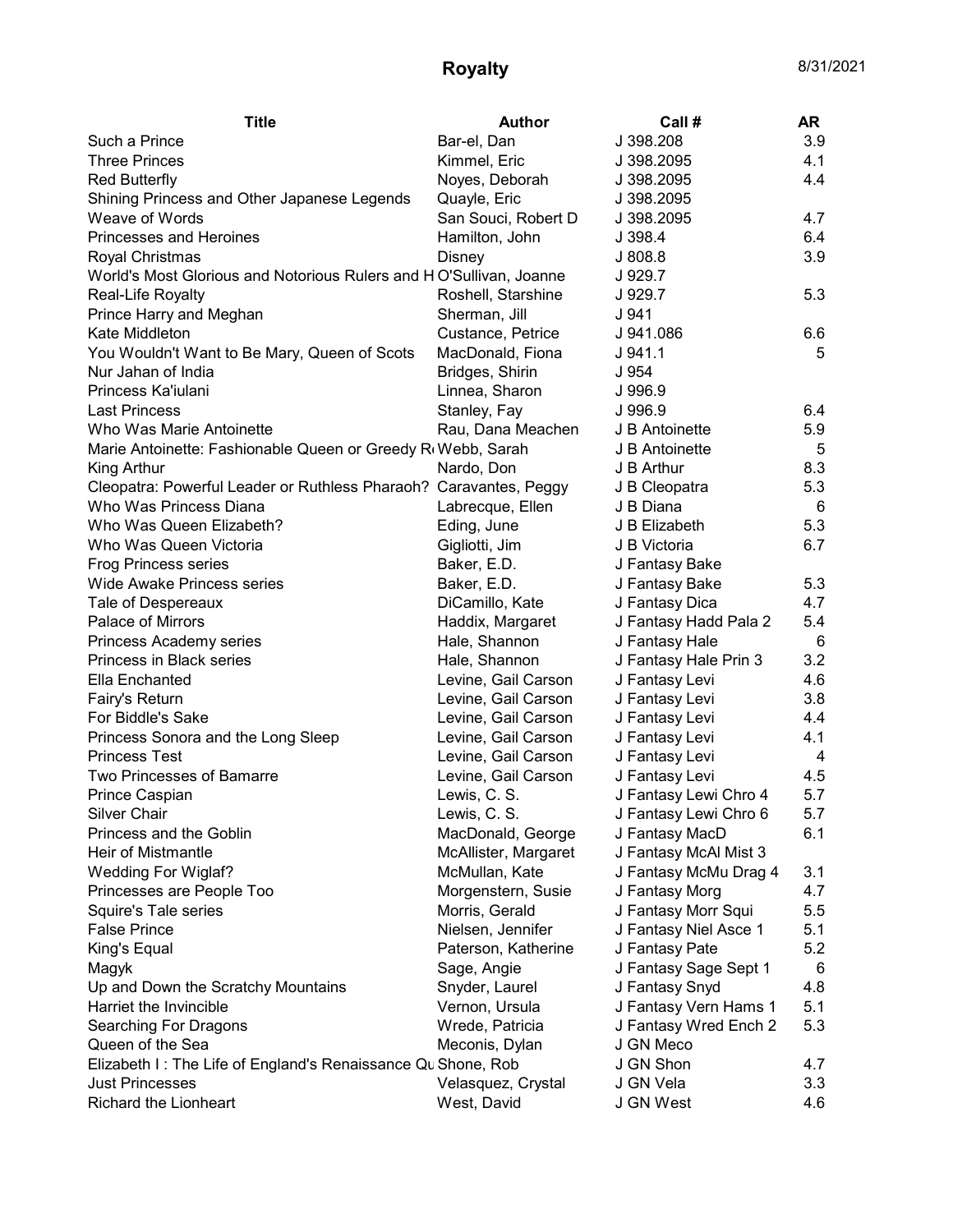# Royalty

8/31/2021

| Title | Author | Call # | AR |
|---|---|---|---|
| Such a Prince | Bar-el, Dan | J 398.208 | 3.9 |
| Three Princes | Kimmel, Eric | J 398.2095 | 4.1 |
| Red Butterfly | Noyes, Deborah | J 398.2095 | 4.4 |
| Shining Princess and Other Japanese Legends | Quayle, Eric | J 398.2095 | |
| Weave of Words | San Souci, Robert D | J 398.2095 | 4.7 |
| Princesses and Heroines | Hamilton, John | J 398.4 | 6.4 |
| Royal Christmas | Disney | J 808.8 | 3.9 |
| World's Most Glorious and Notorious Rulers and H | O'Sullivan, Joanne | J 929.7 | |
| Real-Life Royalty | Roshell, Starshine | J 929.7 | 5.3 |
| Prince Harry and Meghan | Sherman, Jill | J 941 | |
| Kate Middleton | Custance, Petrice | J 941.086 | 6.6 |
| You Wouldn't Want to Be Mary, Queen of Scots | MacDonald, Fiona | J 941.1 | 5 |
| Nur Jahan of India | Bridges, Shirin | J 954 | |
| Princess Ka'iulani | Linnea, Sharon | J 996.9 | |
| Last Princess | Stanley, Fay | J 996.9 | 6.4 |
| Who Was Marie Antoinette | Rau, Dana Meachen | J B Antoinette | 5.9 |
| Marie Antoinette: Fashionable Queen or Greedy R | Webb, Sarah | J B Antoinette | 5 |
| King Arthur | Nardo, Don | J B Arthur | 8.3 |
| Cleopatra: Powerful Leader or Ruthless Pharaoh? | Caravantes, Peggy | J B Cleopatra | 5.3 |
| Who Was Princess Diana | Labrecque, Ellen | J B Diana | 6 |
| Who Was Queen Elizabeth? | Eding, June | J B Elizabeth | 5.3 |
| Who Was Queen Victoria | Gigliotti, Jim | J B Victoria | 6.7 |
| Frog Princess series | Baker, E.D. | J Fantasy Bake | |
| Wide Awake Princess series | Baker, E.D. | J Fantasy Bake | 5.3 |
| Tale of Despereaux | DiCamillo, Kate | J Fantasy Dica | 4.7 |
| Palace of Mirrors | Haddix, Margaret | J Fantasy Hadd Pala 2 | 5.4 |
| Princess Academy series | Hale, Shannon | J Fantasy Hale | 6 |
| Princess in Black series | Hale, Shannon | J Fantasy Hale Prin 3 | 3.2 |
| Ella Enchanted | Levine, Gail Carson | J Fantasy Levi | 4.6 |
| Fairy's Return | Levine, Gail Carson | J Fantasy Levi | 3.8 |
| For Biddle's Sake | Levine, Gail Carson | J Fantasy Levi | 4.4 |
| Princess Sonora and the Long Sleep | Levine, Gail Carson | J Fantasy Levi | 4.1 |
| Princess Test | Levine, Gail Carson | J Fantasy Levi | 4 |
| Two Princesses of Bamarre | Levine, Gail Carson | J Fantasy Levi | 4.5 |
| Prince Caspian | Lewis, C. S. | J Fantasy Lewi Chro 4 | 5.7 |
| Silver Chair | Lewis, C. S. | J Fantasy Lewi Chro 6 | 5.7 |
| Princess and the Goblin | MacDonald, George | J Fantasy MacD | 6.1 |
| Heir of Mistmantle | McAllister, Margaret | J Fantasy McAl Mist 3 | |
| Wedding For Wiglaf? | McMullan, Kate | J Fantasy McMu Drag 4 | 3.1 |
| Princesses are People Too | Morgenstern, Susie | J Fantasy Morg | 4.7 |
| Squire's Tale series | Morris, Gerald | J Fantasy Morr Squi | 5.5 |
| False Prince | Nielsen, Jennifer | J Fantasy Niel Asce 1 | 5.1 |
| King's Equal | Paterson, Katherine | J Fantasy Pate | 5.2 |
| Magyk | Sage, Angie | J Fantasy Sage Sept 1 | 6 |
| Up and Down the Scratchy Mountains | Snyder, Laurel | J Fantasy Snyd | 4.8 |
| Harriet the Invincible | Vernon, Ursula | J Fantasy Vern Hams 1 | 5.1 |
| Searching For Dragons | Wrede, Patricia | J Fantasy Wred Ench 2 | 5.3 |
| Queen of the Sea | Meconis, Dylan | J GN Meco | |
| Elizabeth I : The Life of England's Renaissance Qu | Shone, Rob | J GN Shon | 4.7 |
| Just Princesses | Velasquez, Crystal | J GN Vela | 3.3 |
| Richard the Lionheart | West, David | J GN West | 4.6 |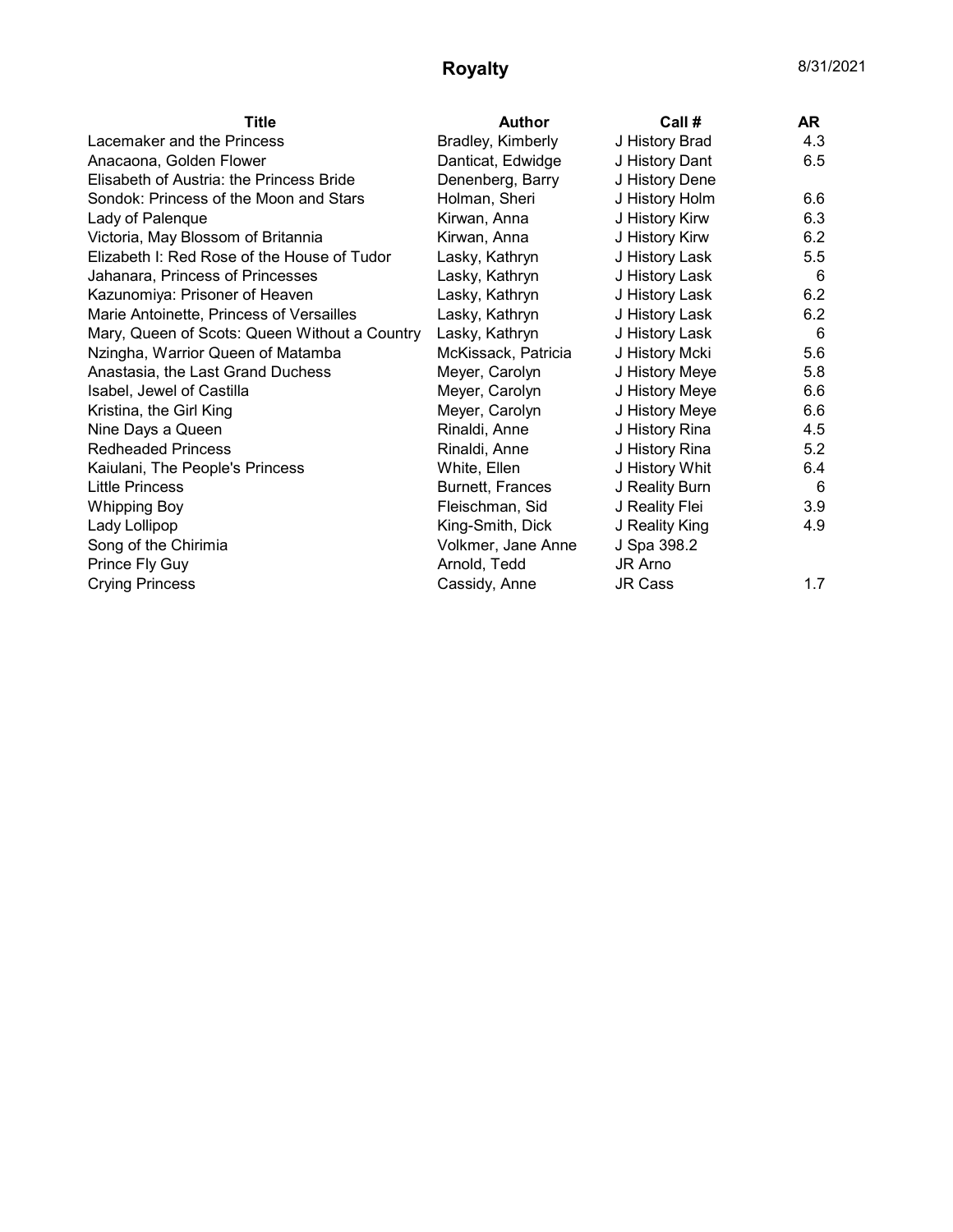# Royalty

8/31/2021

| Title | Author | Call # | AR |
|---|---|---|---|
| Lacemaker and the Princess | Bradley, Kimberly | J History Brad | 4.3 |
| Anacaona, Golden Flower | Danticat, Edwidge | J History Dant | 6.5 |
| Elisabeth of Austria: the Princess Bride | Denenberg, Barry | J History Dene | |
| Sondok: Princess of the Moon and Stars | Holman, Sheri | J History Holm | 6.6 |
| Lady of Palenque | Kirwan, Anna | J History Kirw | 6.3 |
| Victoria, May Blossom of Britannia | Kirwan, Anna | J History Kirw | 6.2 |
| Elizabeth I: Red Rose of the House of Tudor | Lasky, Kathryn | J History Lask | 5.5 |
| Jahanara, Princess of Princesses | Lasky, Kathryn | J History Lask | 6 |
| Kazunomiya: Prisoner of Heaven | Lasky, Kathryn | J History Lask | 6.2 |
| Marie Antoinette, Princess of Versailles | Lasky, Kathryn | J History Lask | 6.2 |
| Mary, Queen of Scots: Queen Without a Country | Lasky, Kathryn | J History Lask | 6 |
| Nzingha, Warrior Queen of Matamba | McKissack, Patricia | J History Mcki | 5.6 |
| Anastasia, the Last Grand Duchess | Meyer, Carolyn | J History Meye | 5.8 |
| Isabel, Jewel of Castilla | Meyer, Carolyn | J History Meye | 6.6 |
| Kristina, the Girl King | Meyer, Carolyn | J History Meye | 6.6 |
| Nine Days a Queen | Rinaldi, Anne | J History Rina | 4.5 |
| Redheaded Princess | Rinaldi, Anne | J History Rina | 5.2 |
| Kaiulani, The People's Princess | White, Ellen | J History Whit | 6.4 |
| Little Princess | Burnett, Frances | J Reality Burn | 6 |
| Whipping Boy | Fleischman, Sid | J Reality Flei | 3.9 |
| Lady Lollipop | King-Smith, Dick | J Reality King | 4.9 |
| Song of the Chirimia | Volkmer, Jane Anne | J Spa 398.2 | |
| Prince Fly Guy | Arnold, Tedd | JR Arno | |
| Crying Princess | Cassidy, Anne | JR Cass | 1.7 |